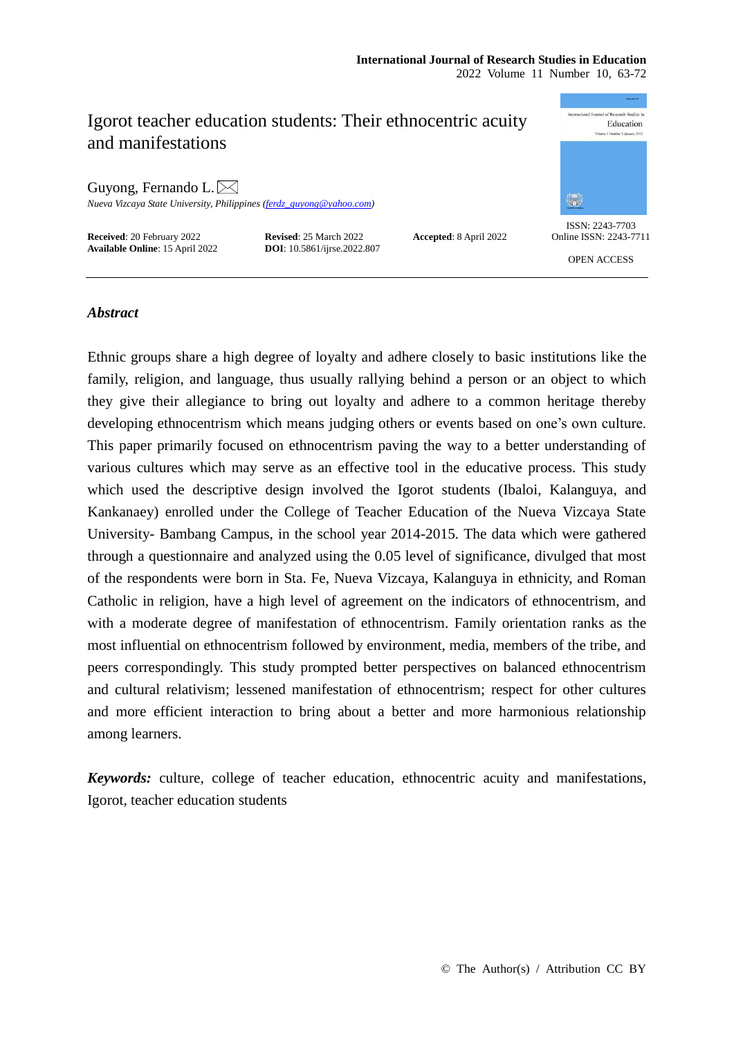# Igorot teacher education students: Their ethnocentric acuity and manifestations

Guyong, Fernando L.

*Nueva Vizcaya State University, Philippines (ferdz_guyong@yahoo.com)*

**Received**: 20 February 2022 **Revised**: 25 March 2022 **Accepted**: 8 April 2022
**Available Online**: 15 April 2022 **DOI**: 10.5861/ijrse.2022.807

ISSN: 2243-7703
Online ISSN: 2243-7711

OPEN ACCESS

## *Abstract*

Ethnic groups share a high degree of loyalty and adhere closely to basic institutions like the family, religion, and language, thus usually rallying behind a person or an object to which they give their allegiance to bring out loyalty and adhere to a common heritage thereby developing ethnocentrism which means judging others or events based on one's own culture. This paper primarily focused on ethnocentrism paving the way to a better understanding of various cultures which may serve as an effective tool in the educative process. This study which used the descriptive design involved the Igorot students (Ibaloi, Kalanguya, and Kankanaey) enrolled under the College of Teacher Education of the Nueva Vizcaya State University- Bambang Campus, in the school year 2014-2015. The data which were gathered through a questionnaire and analyzed using the 0.05 level of significance, divulged that most of the respondents were born in Sta. Fe, Nueva Vizcaya, Kalanguya in ethnicity, and Roman Catholic in religion, have a high level of agreement on the indicators of ethnocentrism, and with a moderate degree of manifestation of ethnocentrism. Family orientation ranks as the most influential on ethnocentrism followed by environment, media, members of the tribe, and peers correspondingly. This study prompted better perspectives on balanced ethnocentrism and cultural relativism; lessened manifestation of ethnocentrism; respect for other cultures and more efficient interaction to bring about a better and more harmonious relationship among learners.

***Keywords:*** culture, college of teacher education, ethnocentric acuity and manifestations, Igorot, teacher education students

© The Author(s) / Attribution CC BY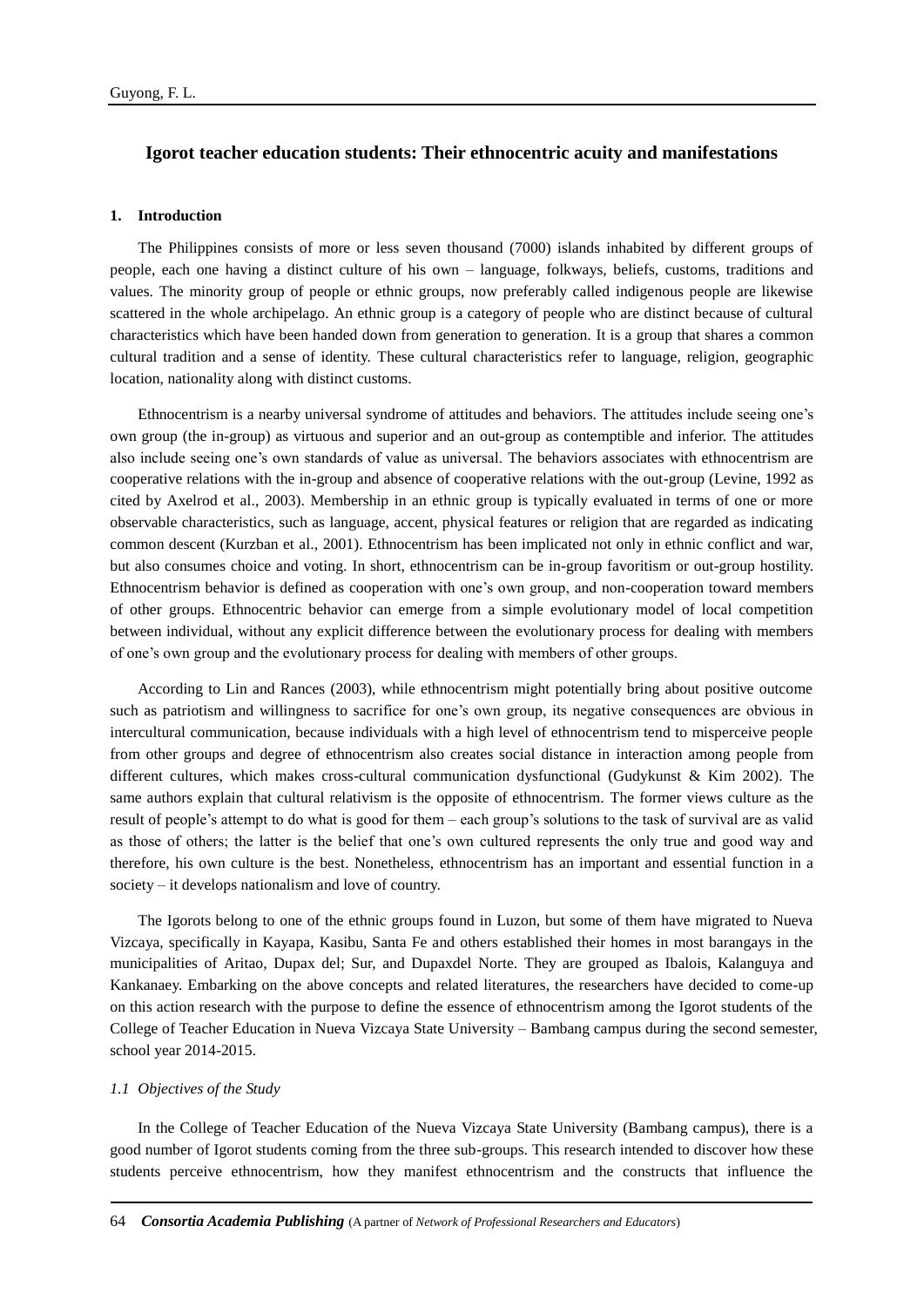## Igorot teacher education students: Their ethnocentric acuity and manifestations

### 1. Introduction

The Philippines consists of more or less seven thousand (7000) islands inhabited by different groups of people, each one having a distinct culture of his own – language, folkways, beliefs, customs, traditions and values. The minority group of people or ethnic groups, now preferably called indigenous people are likewise scattered in the whole archipelago. An ethnic group is a category of people who are distinct because of cultural characteristics which have been handed down from generation to generation. It is a group that shares a common cultural tradition and a sense of identity. These cultural characteristics refer to language, religion, geographic location, nationality along with distinct customs.

Ethnocentrism is a nearby universal syndrome of attitudes and behaviors. The attitudes include seeing one's own group (the in-group) as virtuous and superior and an out-group as contemptible and inferior. The attitudes also include seeing one's own standards of value as universal. The behaviors associates with ethnocentrism are cooperative relations with the in-group and absence of cooperative relations with the out-group (Levine, 1992 as cited by Axelrod et al., 2003). Membership in an ethnic group is typically evaluated in terms of one or more observable characteristics, such as language, accent, physical features or religion that are regarded as indicating common descent (Kurzban et al., 2001). Ethnocentrism has been implicated not only in ethnic conflict and war, but also consumes choice and voting. In short, ethnocentrism can be in-group favoritism or out-group hostility. Ethnocentrism behavior is defined as cooperation with one's own group, and non-cooperation toward members of other groups. Ethnocentric behavior can emerge from a simple evolutionary model of local competition between individual, without any explicit difference between the evolutionary process for dealing with members of one's own group and the evolutionary process for dealing with members of other groups.

According to Lin and Rances (2003), while ethnocentrism might potentially bring about positive outcome such as patriotism and willingness to sacrifice for one's own group, its negative consequences are obvious in intercultural communication, because individuals with a high level of ethnocentrism tend to misperceive people from other groups and degree of ethnocentrism also creates social distance in interaction among people from different cultures, which makes cross-cultural communication dysfunctional (Gudykunst & Kim 2002). The same authors explain that cultural relativism is the opposite of ethnocentrism. The former views culture as the result of people's attempt to do what is good for them – each group's solutions to the task of survival are as valid as those of others; the latter is the belief that one's own cultured represents the only true and good way and therefore, his own culture is the best. Nonetheless, ethnocentrism has an important and essential function in a society – it develops nationalism and love of country.

The Igorots belong to one of the ethnic groups found in Luzon, but some of them have migrated to Nueva Vizcaya, specifically in Kayapa, Kasibu, Santa Fe and others established their homes in most barangays in the municipalities of Aritao, Dupax del; Sur, and Dupaxdel Norte. They are grouped as Ibalois, Kalanguya and Kankanaey. Embarking on the above concepts and related literatures, the researchers have decided to come-up on this action research with the purpose to define the essence of ethnocentrism among the Igorot students of the College of Teacher Education in Nueva Vizcaya State University – Bambang campus during the second semester, school year 2014-2015.

#### *1.1 Objectives of the Study*

In the College of Teacher Education of the Nueva Vizcaya State University (Bambang campus), there is a good number of Igorot students coming from the three sub-groups. This research intended to discover how these students perceive ethnocentrism, how they manifest ethnocentrism and the constructs that influence the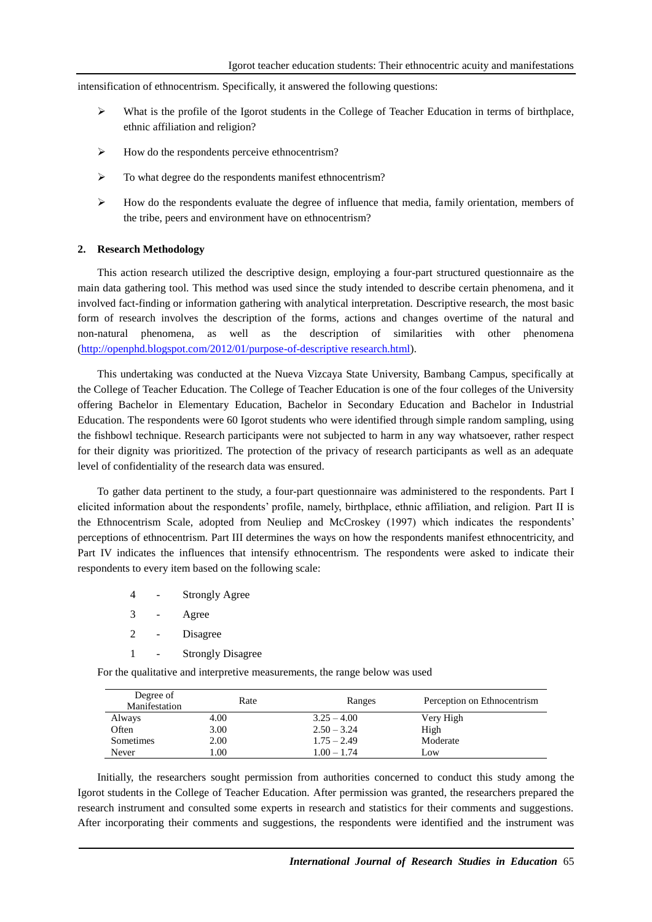intensification of ethnocentrism. Specifically, it answered the following questions:

- What is the profile of the Igorot students in the College of Teacher Education in terms of birthplace, ethnic affiliation and religion?
- How do the respondents perceive ethnocentrism?
- To what degree do the respondents manifest ethnocentrism?
- How do the respondents evaluate the degree of influence that media, family orientation, members of the tribe, peers and environment have on ethnocentrism?

## 2. Research Methodology

This action research utilized the descriptive design, employing a four-part structured questionnaire as the main data gathering tool. This method was used since the study intended to describe certain phenomena, and it involved fact-finding or information gathering with analytical interpretation. Descriptive research, the most basic form of research involves the description of the forms, actions and changes overtime of the natural and non-natural phenomena, as well as the description of similarities with other phenomena (http://openphd.blogspot.com/2012/01/purpose-of-descriptive research.html).

This undertaking was conducted at the Nueva Vizcaya State University, Bambang Campus, specifically at the College of Teacher Education. The College of Teacher Education is one of the four colleges of the University offering Bachelor in Elementary Education, Bachelor in Secondary Education and Bachelor in Industrial Education. The respondents were 60 Igorot students who were identified through simple random sampling, using the fishbowl technique. Research participants were not subjected to harm in any way whatsoever, rather respect for their dignity was prioritized. The protection of the privacy of research participants as well as an adequate level of confidentiality of the research data was ensured.

To gather data pertinent to the study, a four-part questionnaire was administered to the respondents. Part I elicited information about the respondents' profile, namely, birthplace, ethnic affiliation, and religion. Part II is the Ethnocentrism Scale, adopted from Neuliep and McCroskey (1997) which indicates the respondents' perceptions of ethnocentrism. Part III determines the ways on how the respondents manifest ethnocentricity, and Part IV indicates the influences that intensify ethnocentrism. The respondents were asked to indicate their respondents to every item based on the following scale:

4 - Strongly Agree

3 - Agree

2 - Disagree

1 - Strongly Disagree

For the qualitative and interpretive measurements, the range below was used

| Degree of Manifestation | Rate | Ranges | Perception on Ethnocentrism |
|---|---|---|---|
| Always | 4.00 | 3.25 – 4.00 | Very High |
| Often | 3.00 | 2.50 – 3.24 | High |
| Sometimes | 2.00 | 1.75 – 2.49 | Moderate |
| Never | 1.00 | 1.00 – 1.74 | Low |

Initially, the researchers sought permission from authorities concerned to conduct this study among the Igorot students in the College of Teacher Education. After permission was granted, the researchers prepared the research instrument and consulted some experts in research and statistics for their comments and suggestions. After incorporating their comments and suggestions, the respondents were identified and the instrument was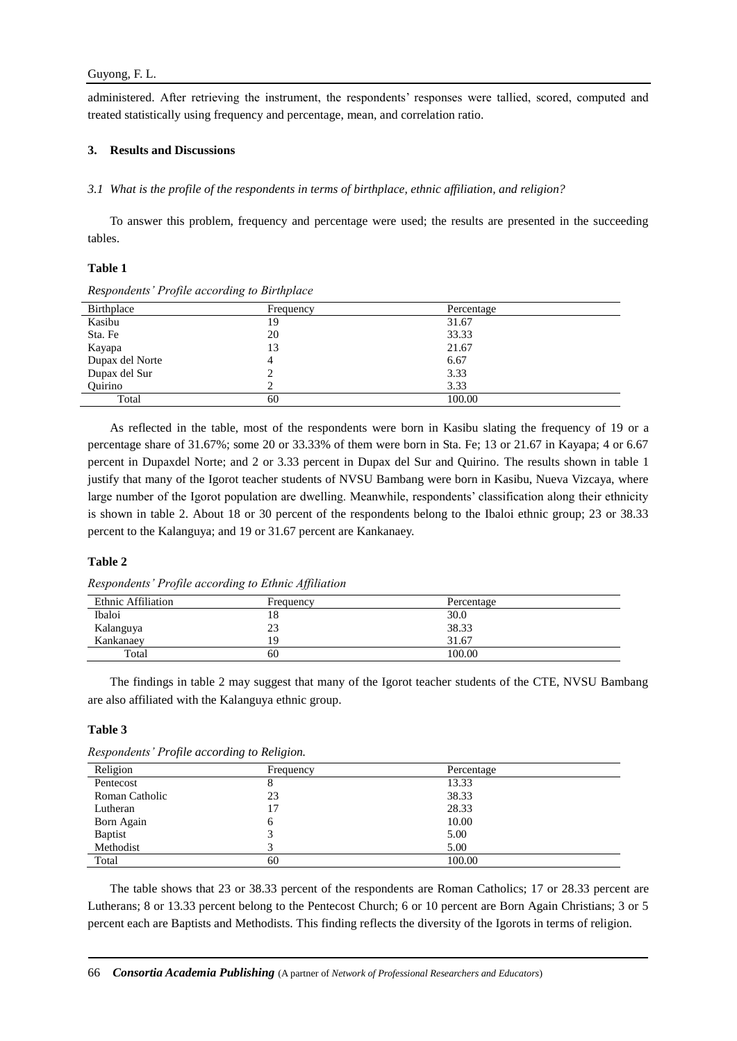administered. After retrieving the instrument, the respondents' responses were tallied, scored, computed and treated statistically using frequency and percentage, mean, and correlation ratio.

## 3. Results and Discussions

### *3.1 What is the profile of the respondents in terms of birthplace, ethnic affiliation, and religion?*

To answer this problem, frequency and percentage were used; the results are presented in the succeeding tables.

**Table 1**

*Respondents' Profile according to Birthplace*

| Birthplace | Frequency | Percentage |
|---|---|---|
| Kasibu | 19 | 31.67 |
| Sta. Fe | 20 | 33.33 |
| Kayapa | 13 | 21.67 |
| Dupax del Norte | 4 | 6.67 |
| Dupax del Sur | 2 | 3.33 |
| Quirino | 2 | 3.33 |
| Total | 60 | 100.00 |

As reflected in the table, most of the respondents were born in Kasibu slating the frequency of 19 or a percentage share of 31.67%; some 20 or 33.33% of them were born in Sta. Fe; 13 or 21.67 in Kayapa; 4 or 6.67 percent in Dupaxdel Norte; and 2 or 3.33 percent in Dupax del Sur and Quirino. The results shown in table 1 justify that many of the Igorot teacher students of NVSU Bambang were born in Kasibu, Nueva Vizcaya, where large number of the Igorot population are dwelling. Meanwhile, respondents' classification along their ethnicity is shown in table 2. About 18 or 30 percent of the respondents belong to the Ibaloi ethnic group; 23 or 38.33 percent to the Kalanguya; and 19 or 31.67 percent are Kankanaey.

**Table 2**

*Respondents' Profile according to Ethnic Affiliation*

| Ethnic Affiliation | Frequency | Percentage |
|---|---|---|
| Ibaloi | 18 | 30.0 |
| Kalanguya | 23 | 38.33 |
| Kankanaey | 19 | 31.67 |
| Total | 60 | 100.00 |

The findings in table 2 may suggest that many of the Igorot teacher students of the CTE, NVSU Bambang are also affiliated with the Kalanguya ethnic group.

**Table 3**

*Respondents' Profile according to Religion.*

| Religion | Frequency | Percentage |
|---|---|---|
| Pentecost | 8 | 13.33 |
| Roman Catholic | 23 | 38.33 |
| Lutheran | 17 | 28.33 |
| Born Again | 6 | 10.00 |
| Baptist | 3 | 5.00 |
| Methodist | 3 | 5.00 |
| Total | 60 | 100.00 |

The table shows that 23 or 38.33 percent of the respondents are Roman Catholics; 17 or 28.33 percent are Lutherans; 8 or 13.33 percent belong to the Pentecost Church; 6 or 10 percent are Born Again Christians; 3 or 5 percent each are Baptists and Methodists. This finding reflects the diversity of the Igorots in terms of religion.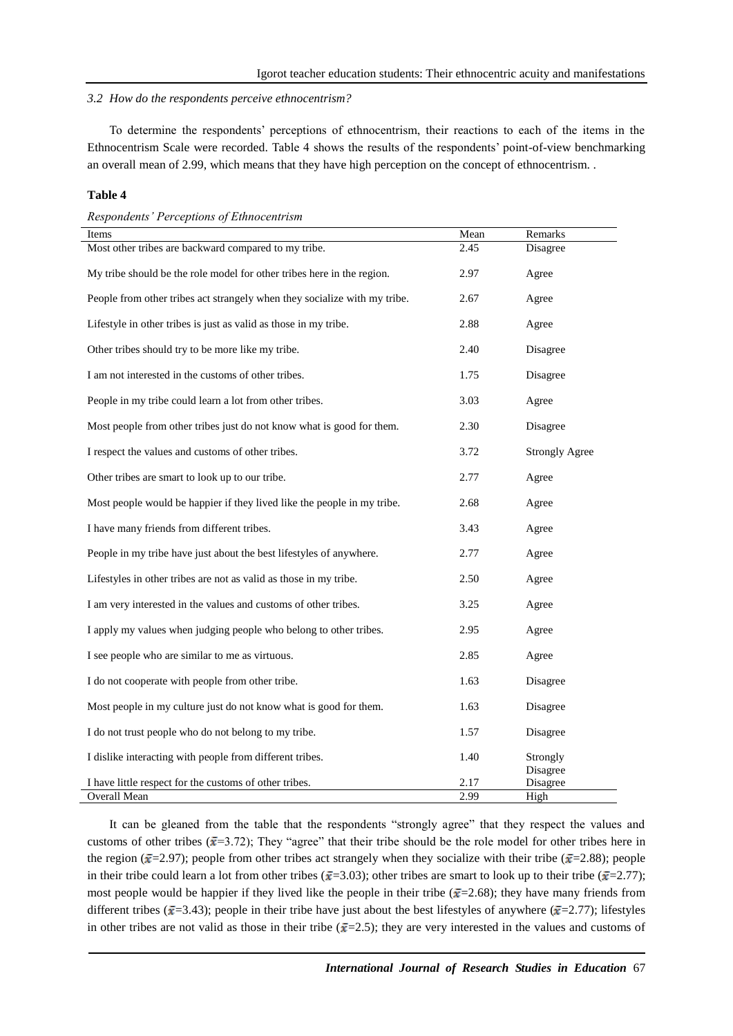### *3.2 How do the respondents perceive ethnocentrism?*

To determine the respondents' perceptions of ethnocentrism, their reactions to each of the items in the Ethnocentrism Scale were recorded. Table 4 shows the results of the respondents' point-of-view benchmarking an overall mean of 2.99, which means that they have high perception on the concept of ethnocentrism. .

**Table 4**

*Respondents' Perceptions of Ethnocentrism*

| Items | Mean | Remarks |
|---|---|---|
| Most other tribes are backward compared to my tribe. | 2.45 | Disagree |
| My tribe should be the role model for other tribes here in the region. | 2.97 | Agree |
| People from other tribes act strangely when they socialize with my tribe. | 2.67 | Agree |
| Lifestyle in other tribes is just as valid as those in my tribe. | 2.88 | Agree |
| Other tribes should try to be more like my tribe. | 2.40 | Disagree |
| I am not interested in the customs of other tribes. | 1.75 | Disagree |
| People in my tribe could learn a lot from other tribes. | 3.03 | Agree |
| Most people from other tribes just do not know what is good for them. | 2.30 | Disagree |
| I respect the values and customs of other tribes. | 3.72 | Strongly Agree |
| Other tribes are smart to look up to our tribe. | 2.77 | Agree |
| Most people would be happier if they lived like the people in my tribe. | 2.68 | Agree |
| I have many friends from different tribes. | 3.43 | Agree |
| People in my tribe have just about the best lifestyles of anywhere. | 2.77 | Agree |
| Lifestyles in other tribes are not as valid as those in my tribe. | 2.50 | Agree |
| I am very interested in the values and customs of other tribes. | 3.25 | Agree |
| I apply my values when judging people who belong to other tribes. | 2.95 | Agree |
| I see people who are similar to me as virtuous. | 2.85 | Agree |
| I do not cooperate with people from other tribe. | 1.63 | Disagree |
| Most people in my culture just do not know what is good for them. | 1.63 | Disagree |
| I do not trust people who do not belong to my tribe. | 1.57 | Disagree |
| I dislike interacting with people from different tribes. | 1.40 | Strongly Disagree |
| I have little respect for the customs of other tribes. | 2.17 | Disagree |
| Overall Mean | 2.99 | High |

It can be gleaned from the table that the respondents "strongly agree" that they respect the values and customs of other tribes ($\bar{x}$=3.72); They "agree" that their tribe should be the role model for other tribes here in the region ($\bar{x}$=2.97); people from other tribes act strangely when they socialize with their tribe ($\bar{x}$=2.88); people in their tribe could learn a lot from other tribes ($\bar{x}$=3.03); other tribes are smart to look up to their tribe ($\bar{x}$=2.77); most people would be happier if they lived like the people in their tribe ($\bar{x}$=2.68); they have many friends from different tribes ($\bar{x}$=3.43); people in their tribe have just about the best lifestyles of anywhere ($\bar{x}$=2.77); lifestyles in other tribes are not valid as those in their tribe ($\bar{x}$=2.5); they are very interested in the values and customs of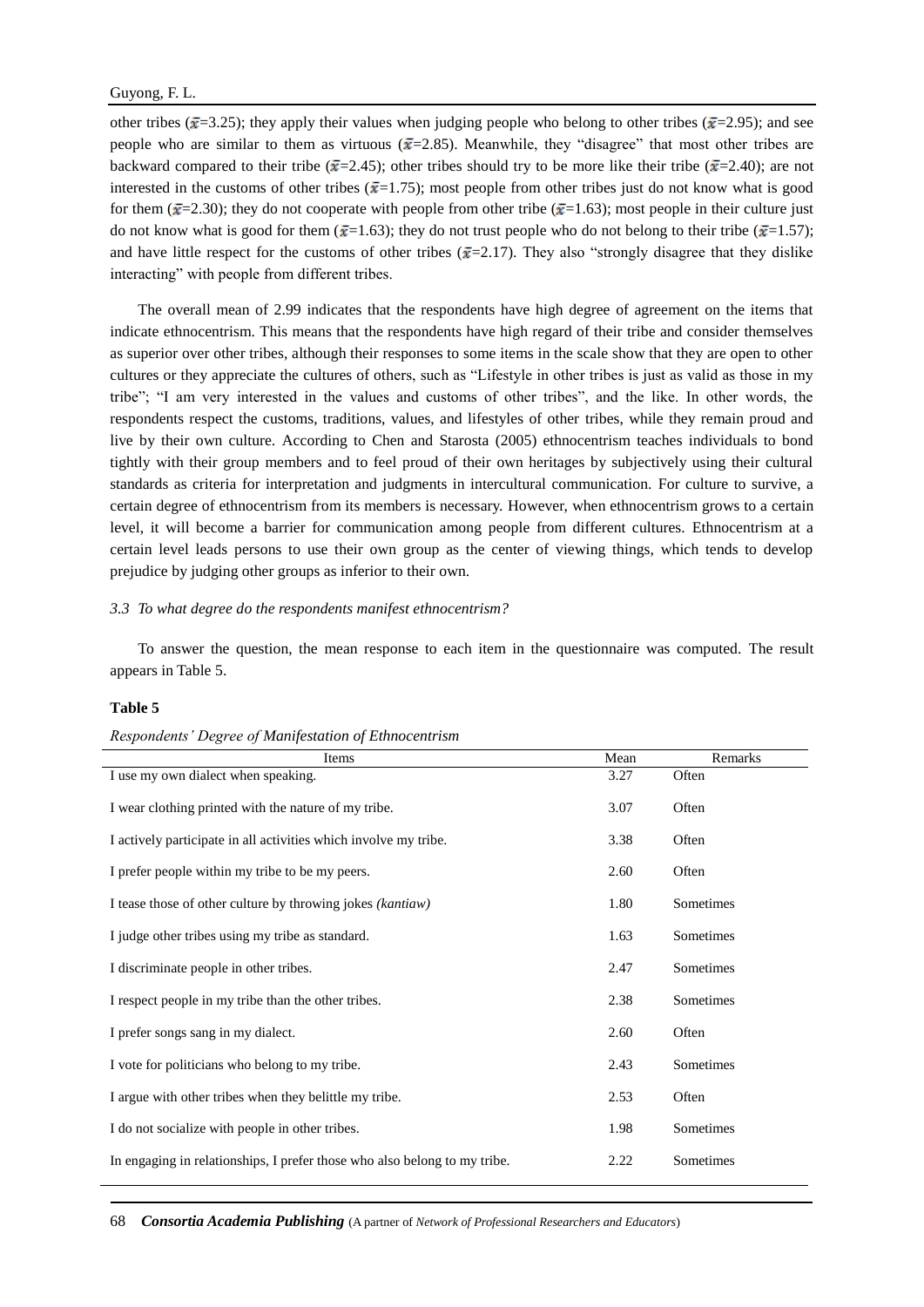other tribes ($\bar{x}$=3.25); they apply their values when judging people who belong to other tribes ($\bar{x}$=2.95); and see people who are similar to them as virtuous ($\bar{x}$=2.85). Meanwhile, they "disagree" that most other tribes are backward compared to their tribe ($\bar{x}$=2.45); other tribes should try to be more like their tribe ($\bar{x}$=2.40); are not interested in the customs of other tribes ($\bar{x}$=1.75); most people from other tribes just do not know what is good for them ($\bar{x}$=2.30); they do not cooperate with people from other tribe ($\bar{x}$=1.63); most people in their culture just do not know what is good for them ($\bar{x}$=1.63); they do not trust people who do not belong to their tribe ($\bar{x}$=1.57); and have little respect for the customs of other tribes ($\bar{x}$=2.17). They also "strongly disagree that they dislike interacting" with people from different tribes.

The overall mean of 2.99 indicates that the respondents have high degree of agreement on the items that indicate ethnocentrism. This means that the respondents have high regard of their tribe and consider themselves as superior over other tribes, although their responses to some items in the scale show that they are open to other cultures or they appreciate the cultures of others, such as "Lifestyle in other tribes is just as valid as those in my tribe"; "I am very interested in the values and customs of other tribes", and the like. In other words, the respondents respect the customs, traditions, values, and lifestyles of other tribes, while they remain proud and live by their own culture. According to Chen and Starosta (2005) ethnocentrism teaches individuals to bond tightly with their group members and to feel proud of their own heritages by subjectively using their cultural standards as criteria for interpretation and judgments in intercultural communication. For culture to survive, a certain degree of ethnocentrism from its members is necessary. However, when ethnocentrism grows to a certain level, it will become a barrier for communication among people from different cultures. Ethnocentrism at a certain level leads persons to use their own group as the center of viewing things, which tends to develop prejudice by judging other groups as inferior to their own.

*3.3 To what degree do the respondents manifest ethnocentrism?*

To answer the question, the mean response to each item in the questionnaire was computed. The result appears in Table 5.

**Table 5**

*Respondents' Degree of Manifestation of Ethnocentrism*

| Items | Mean | Remarks |
|---|---|---|
| I use my own dialect when speaking. | 3.27 | Often |
| I wear clothing printed with the nature of my tribe. | 3.07 | Often |
| I actively participate in all activities which involve my tribe. | 3.38 | Often |
| I prefer people within my tribe to be my peers. | 2.60 | Often |
| I tease those of other culture by throwing jokes *(kantiaw)* | 1.80 | Sometimes |
| I judge other tribes using my tribe as standard. | 1.63 | Sometimes |
| I discriminate people in other tribes. | 2.47 | Sometimes |
| I respect people in my tribe than the other tribes. | 2.38 | Sometimes |
| I prefer songs sang in my dialect. | 2.60 | Often |
| I vote for politicians who belong to my tribe. | 2.43 | Sometimes |
| I argue with other tribes when they belittle my tribe. | 2.53 | Often |
| I do not socialize with people in other tribes. | 1.98 | Sometimes |
| In engaging in relationships, I prefer those who also belong to my tribe. | 2.22 | Sometimes |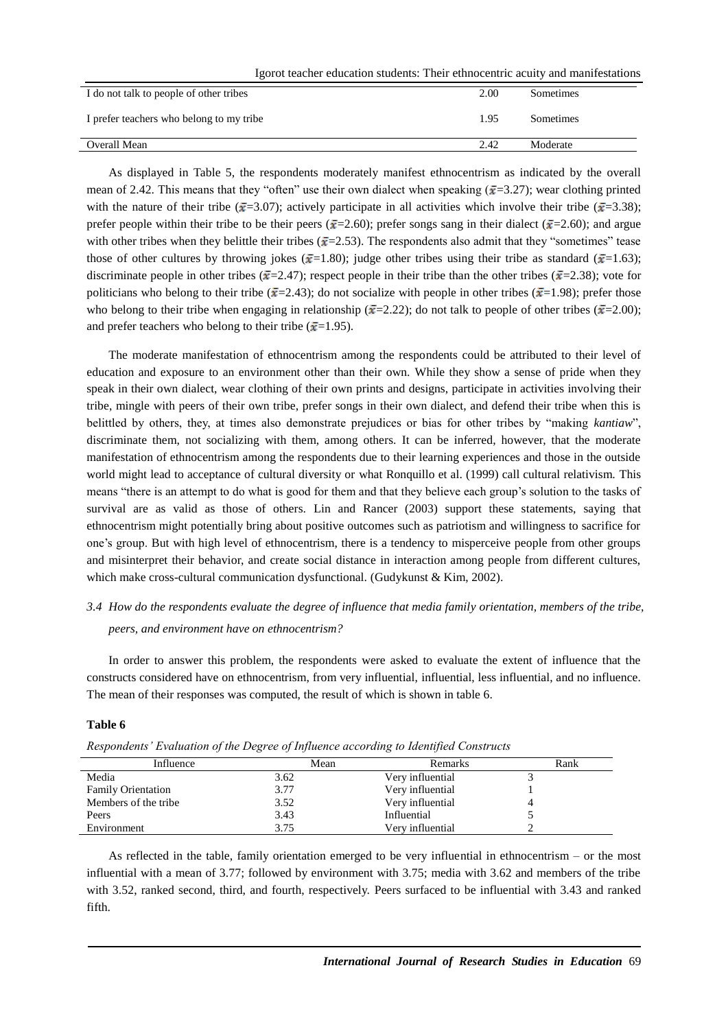| I do not talk to people of other tribes | 2.00 | Sometimes |
|---|---|---|
| I prefer teachers who belong to my tribe | 1.95 | Sometimes |
| Overall Mean | 2.42 | Moderate |

As displayed in Table 5, the respondents moderately manifest ethnocentrism as indicated by the overall mean of 2.42. This means that they "often" use their own dialect when speaking ($\bar{x}$=3.27); wear clothing printed with the nature of their tribe ($\bar{x}$=3.07); actively participate in all activities which involve their tribe ($\bar{x}$=3.38); prefer people within their tribe to be their peers ($\bar{x}$=2.60); prefer songs sang in their dialect ($\bar{x}$=2.60); and argue with other tribes when they belittle their tribes ($\bar{x}$=2.53). The respondents also admit that they "sometimes" tease those of other cultures by throwing jokes ($\bar{x}$=1.80); judge other tribes using their tribe as standard ($\bar{x}$=1.63); discriminate people in other tribes ($\bar{x}$=2.47); respect people in their tribe than the other tribes ($\bar{x}$=2.38); vote for politicians who belong to their tribe ($\bar{x}$=2.43); do not socialize with people in other tribes ($\bar{x}$=1.98); prefer those who belong to their tribe when engaging in relationship ($\bar{x}$=2.22); do not talk to people of other tribes ($\bar{x}$=2.00); and prefer teachers who belong to their tribe ($\bar{x}$=1.95).

The moderate manifestation of ethnocentrism among the respondents could be attributed to their level of education and exposure to an environment other than their own. While they show a sense of pride when they speak in their own dialect, wear clothing of their own prints and designs, participate in activities involving their tribe, mingle with peers of their own tribe, prefer songs in their own dialect, and defend their tribe when this is belittled by others, they, at times also demonstrate prejudices or bias for other tribes by "making *kantiaw*", discriminate them, not socializing with them, among others. It can be inferred, however, that the moderate manifestation of ethnocentrism among the respondents due to their learning experiences and those in the outside world might lead to acceptance of cultural diversity or what Ronquillo et al. (1999) call cultural relativism. This means "there is an attempt to do what is good for them and that they believe each group's solution to the tasks of survival are as valid as those of others. Lin and Rancer (2003) support these statements, saying that ethnocentrism might potentially bring about positive outcomes such as patriotism and willingness to sacrifice for one's group. But with high level of ethnocentrism, there is a tendency to misperceive people from other groups and misinterpret their behavior, and create social distance in interaction among people from different cultures, which make cross-cultural communication dysfunctional. (Gudykunst & Kim, 2002).

### *3.4 How do the respondents evaluate the degree of influence that media family orientation, members of the tribe, peers, and environment have on ethnocentrism?*

In order to answer this problem, the respondents were asked to evaluate the extent of influence that the constructs considered have on ethnocentrism, from very influential, influential, less influential, and no influence. The mean of their responses was computed, the result of which is shown in table 6.

**Table 6**

*Respondents' Evaluation of the Degree of Influence according to Identified Constructs*

| Influence | Mean | Remarks | Rank |
|---|---|---|---|
| Media | 3.62 | Very influential | 3 |
| Family Orientation | 3.77 | Very influential | 1 |
| Members of the tribe | 3.52 | Very influential | 4 |
| Peers | 3.43 | Influential | 5 |
| Environment | 3.75 | Very influential | 2 |

As reflected in the table, family orientation emerged to be very influential in ethnocentrism – or the most influential with a mean of 3.77; followed by environment with 3.75; media with 3.62 and members of the tribe with 3.52, ranked second, third, and fourth, respectively. Peers surfaced to be influential with 3.43 and ranked fifth.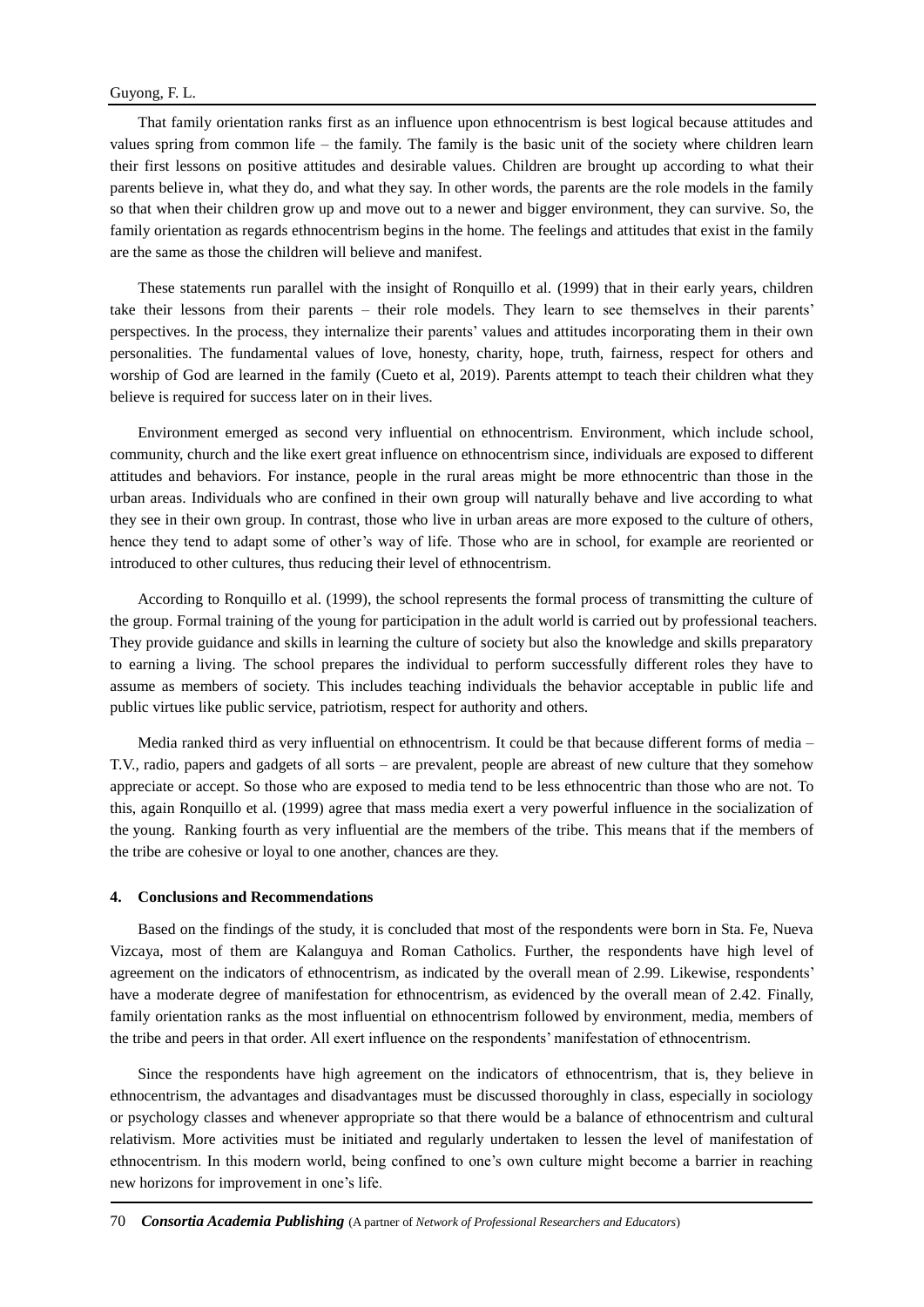That family orientation ranks first as an influence upon ethnocentrism is best logical because attitudes and values spring from common life – the family. The family is the basic unit of the society where children learn their first lessons on positive attitudes and desirable values. Children are brought up according to what their parents believe in, what they do, and what they say. In other words, the parents are the role models in the family so that when their children grow up and move out to a newer and bigger environment, they can survive. So, the family orientation as regards ethnocentrism begins in the home. The feelings and attitudes that exist in the family are the same as those the children will believe and manifest.

These statements run parallel with the insight of Ronquillo et al. (1999) that in their early years, children take their lessons from their parents – their role models. They learn to see themselves in their parents' perspectives. In the process, they internalize their parents' values and attitudes incorporating them in their own personalities. The fundamental values of love, honesty, charity, hope, truth, fairness, respect for others and worship of God are learned in the family (Cueto et al, 2019). Parents attempt to teach their children what they believe is required for success later on in their lives.

Environment emerged as second very influential on ethnocentrism. Environment, which include school, community, church and the like exert great influence on ethnocentrism since, individuals are exposed to different attitudes and behaviors. For instance, people in the rural areas might be more ethnocentric than those in the urban areas. Individuals who are confined in their own group will naturally behave and live according to what they see in their own group. In contrast, those who live in urban areas are more exposed to the culture of others, hence they tend to adapt some of other's way of life. Those who are in school, for example are reoriented or introduced to other cultures, thus reducing their level of ethnocentrism.

According to Ronquillo et al. (1999), the school represents the formal process of transmitting the culture of the group. Formal training of the young for participation in the adult world is carried out by professional teachers. They provide guidance and skills in learning the culture of society but also the knowledge and skills preparatory to earning a living. The school prepares the individual to perform successfully different roles they have to assume as members of society. This includes teaching individuals the behavior acceptable in public life and public virtues like public service, patriotism, respect for authority and others.

Media ranked third as very influential on ethnocentrism. It could be that because different forms of media – T.V., radio, papers and gadgets of all sorts – are prevalent, people are abreast of new culture that they somehow appreciate or accept. So those who are exposed to media tend to be less ethnocentric than those who are not. To this, again Ronquillo et al. (1999) agree that mass media exert a very powerful influence in the socialization of the young. Ranking fourth as very influential are the members of the tribe. This means that if the members of the tribe are cohesive or loyal to one another, chances are they.

## 4. Conclusions and Recommendations

Based on the findings of the study, it is concluded that most of the respondents were born in Sta. Fe, Nueva Vizcaya, most of them are Kalanguya and Roman Catholics. Further, the respondents have high level of agreement on the indicators of ethnocentrism, as indicated by the overall mean of 2.99. Likewise, respondents' have a moderate degree of manifestation for ethnocentrism, as evidenced by the overall mean of 2.42. Finally, family orientation ranks as the most influential on ethnocentrism followed by environment, media, members of the tribe and peers in that order. All exert influence on the respondents' manifestation of ethnocentrism.

Since the respondents have high agreement on the indicators of ethnocentrism, that is, they believe in ethnocentrism, the advantages and disadvantages must be discussed thoroughly in class, especially in sociology or psychology classes and whenever appropriate so that there would be a balance of ethnocentrism and cultural relativism. More activities must be initiated and regularly undertaken to lessen the level of manifestation of ethnocentrism. In this modern world, being confined to one's own culture might become a barrier in reaching new horizons for improvement in one's life.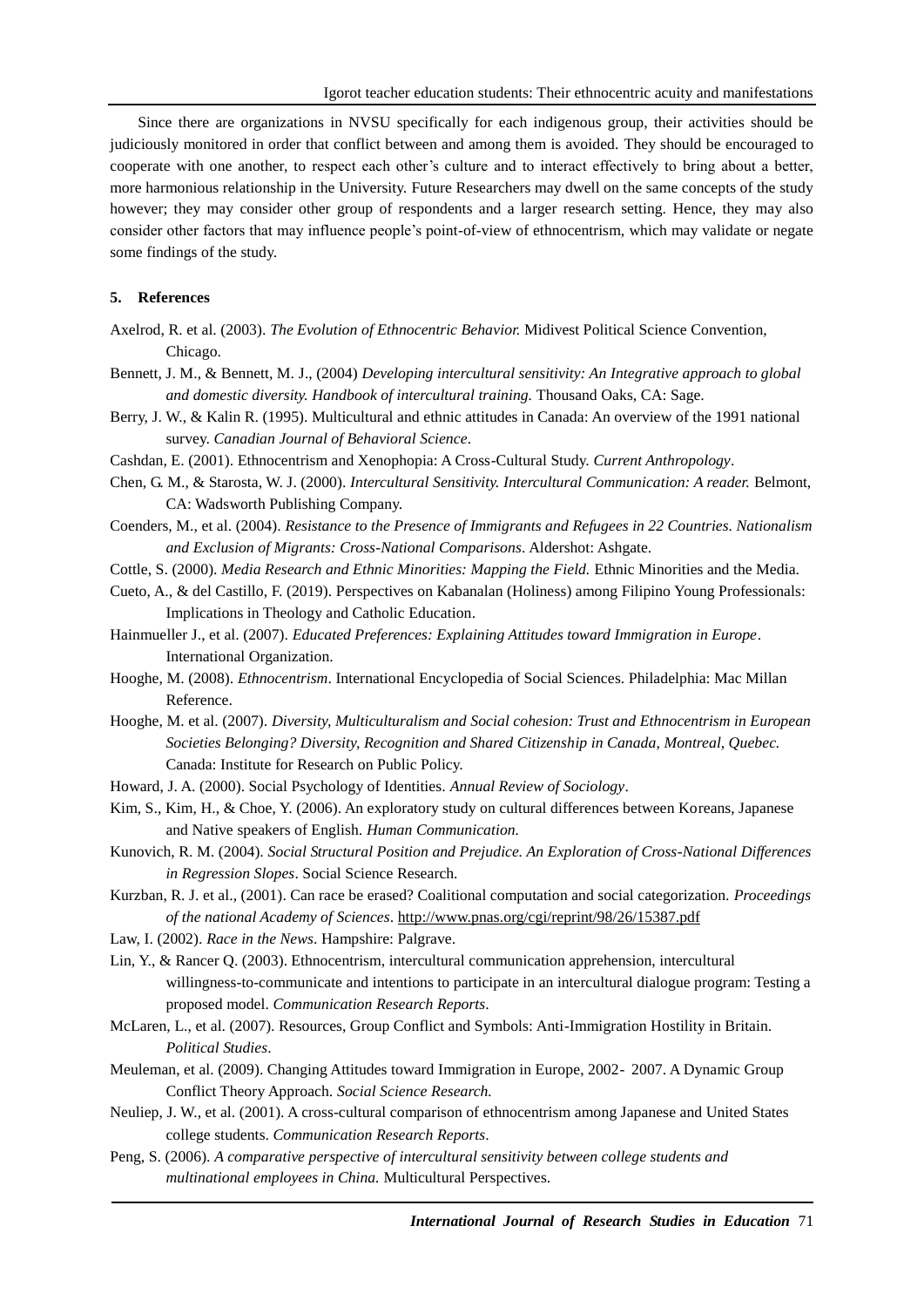Since there are organizations in NVSU specifically for each indigenous group, their activities should be judiciously monitored in order that conflict between and among them is avoided. They should be encouraged to cooperate with one another, to respect each other's culture and to interact effectively to bring about a better, more harmonious relationship in the University. Future Researchers may dwell on the same concepts of the study however; they may consider other group of respondents and a larger research setting. Hence, they may also consider other factors that may influence people's point-of-view of ethnocentrism, which may validate or negate some findings of the study.

## 5. References

Axelrod, R. et al. (2003). *The Evolution of Ethnocentric Behavior.* Midivest Political Science Convention, Chicago.

Bennett, J. M., & Bennett, M. J., (2004) *Developing intercultural sensitivity: An Integrative approach to global and domestic diversity. Handbook of intercultural training.* Thousand Oaks, CA: Sage.

Berry, J. W., & Kalin R. (1995). Multicultural and ethnic attitudes in Canada: An overview of the 1991 national survey. *Canadian Journal of Behavioral Science*.

Cashdan, E. (2001). Ethnocentrism and Xenophopia: A Cross-Cultural Study. *Current Anthropology*.

Chen, G. M., & Starosta, W. J. (2000). *Intercultural Sensitivity. Intercultural Communication: A reader.* Belmont, CA: Wadsworth Publishing Company.

Coenders, M., et al. (2004). *Resistance to the Presence of Immigrants and Refugees in 22 Countries. Nationalism and Exclusion of Migrants: Cross-National Comparisons*. Aldershot: Ashgate.

Cottle, S. (2000). *Media Research and Ethnic Minorities: Mapping the Field.* Ethnic Minorities and the Media.

Cueto, A., & del Castillo, F. (2019). Perspectives on Kabanalan (Holiness) among Filipino Young Professionals: Implications in Theology and Catholic Education.

Hainmueller J., et al. (2007). *Educated Preferences: Explaining Attitudes toward Immigration in Europe*. International Organization.

Hooghe, M. (2008). *Ethnocentrism*. International Encyclopedia of Social Sciences. Philadelphia: Mac Millan Reference.

Hooghe, M. et al. (2007). *Diversity, Multiculturalism and Social cohesion: Trust and Ethnocentrism in European Societies Belonging? Diversity, Recognition and Shared Citizenship in Canada, Montreal, Quebec.* Canada: Institute for Research on Public Policy.

Howard, J. A. (2000). Social Psychology of Identities. *Annual Review of Sociology*.

Kim, S., Kim, H., & Choe, Y. (2006). An exploratory study on cultural differences between Koreans, Japanese and Native speakers of English. *Human Communication.*

Kunovich, R. M. (2004). *Social Structural Position and Prejudice. An Exploration of Cross-National Differences in Regression Slopes*. Social Science Research.

Kurzban, R. J. et al., (2001). Can race be erased? Coalitional computation and social categorization. *Proceedings of the national Academy of Sciences*. http://www.pnas.org/cgi/reprint/98/26/15387.pdf

Law, I. (2002). *Race in the News*. Hampshire: Palgrave.

Lin, Y., & Rancer Q. (2003). Ethnocentrism, intercultural communication apprehension, intercultural willingness-to-communicate and intentions to participate in an intercultural dialogue program: Testing a proposed model. *Communication Research Reports*.

McLaren, L., et al. (2007). Resources, Group Conflict and Symbols: Anti-Immigration Hostility in Britain. *Political Studies*.

Meuleman, et al. (2009). Changing Attitudes toward Immigration in Europe, 2002- 2007. A Dynamic Group Conflict Theory Approach. *Social Science Research.*

Neuliep, J. W., et al. (2001). A cross-cultural comparison of ethnocentrism among Japanese and United States college students. *Communication Research Reports*.

Peng, S. (2006). *A comparative perspective of intercultural sensitivity between college students and multinational employees in China.* Multicultural Perspectives.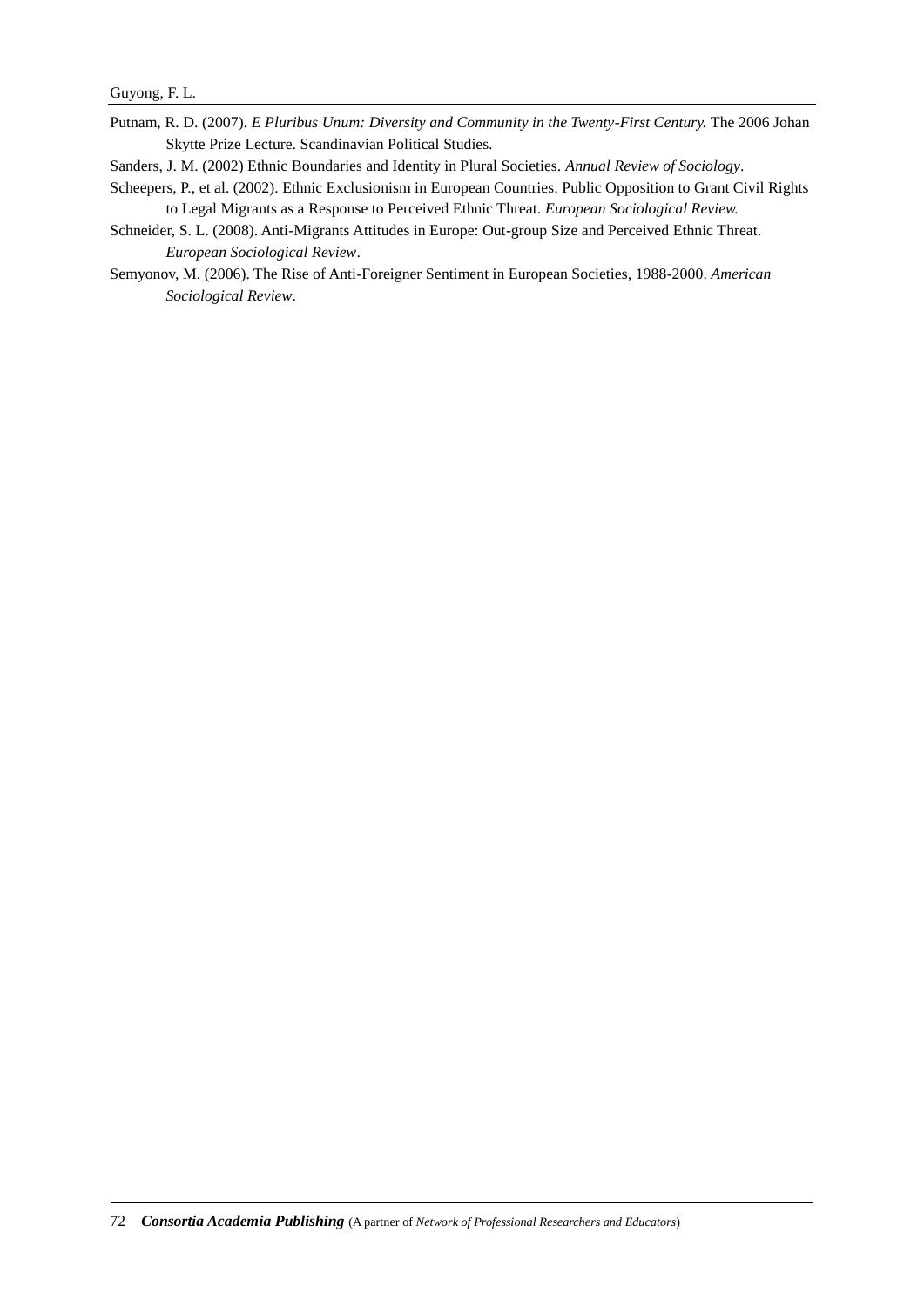Putnam, R. D. (2007). *E Pluribus Unum: Diversity and Community in the Twenty-First Century.* The 2006 Johan Skytte Prize Lecture. Scandinavian Political Studies.

Sanders, J. M. (2002) Ethnic Boundaries and Identity in Plural Societies. *Annual Review of Sociology*.

Scheepers, P., et al. (2002). Ethnic Exclusionism in European Countries. Public Opposition to Grant Civil Rights to Legal Migrants as a Response to Perceived Ethnic Threat. *European Sociological Review.*

Schneider, S. L. (2008). Anti-Migrants Attitudes in Europe: Out-group Size and Perceived Ethnic Threat. *European Sociological Review*.

Semyonov, M. (2006). The Rise of Anti-Foreigner Sentiment in European Societies, 1988-2000. *American Sociological Review*.